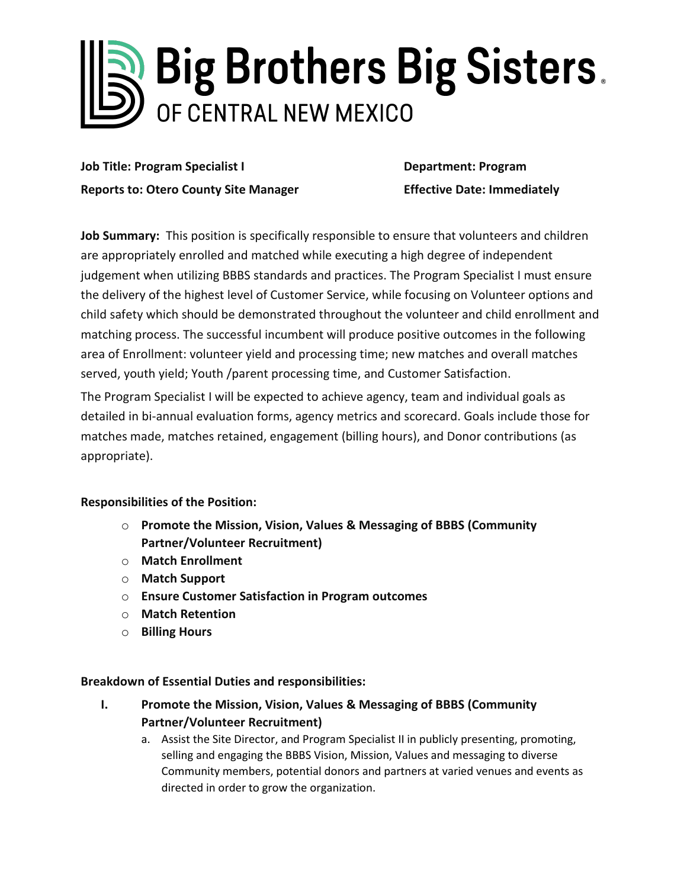# Big Brothers Big Sisters OF CENTRAL NEW MEXICO

**Job Title: Program Specialist I**
**Department: Program**
**Reports to: Otero County Site Manager**
**Effective Date: Immediately**

**Job Summary:** This position is specifically responsible to ensure that volunteers and children are appropriately enrolled and matched while executing a high degree of independent judgement when utilizing BBBS standards and practices. The Program Specialist I must ensure the delivery of the highest level of Customer Service, while focusing on Volunteer options and child safety which should be demonstrated throughout the volunteer and child enrollment and matching process. The successful incumbent will produce positive outcomes in the following area of Enrollment: volunteer yield and processing time; new matches and overall matches served, youth yield; Youth /parent processing time, and Customer Satisfaction.

The Program Specialist I will be expected to achieve agency, team and individual goals as detailed in bi-annual evaluation forms, agency metrics and scorecard. Goals include those for matches made, matches retained, engagement (billing hours), and Donor contributions (as appropriate).

**Responsibilities of the Position:**

- **Promote the Mission, Vision, Values & Messaging of BBBS (Community Partner/Volunteer Recruitment)**
- **Match Enrollment**
- **Match Support**
- **Ensure Customer Satisfaction in Program outcomes**
- **Match Retention**
- **Billing Hours**

**Breakdown of Essential Duties and responsibilities:**

I. **Promote the Mission, Vision, Values & Messaging of BBBS (Community Partner/Volunteer Recruitment)**

   a. Assist the Site Director, and Program Specialist II in publicly presenting, promoting, selling and engaging the BBBS Vision, Mission, Values and messaging to diverse Community members, potential donors and partners at varied venues and events as directed in order to grow the organization.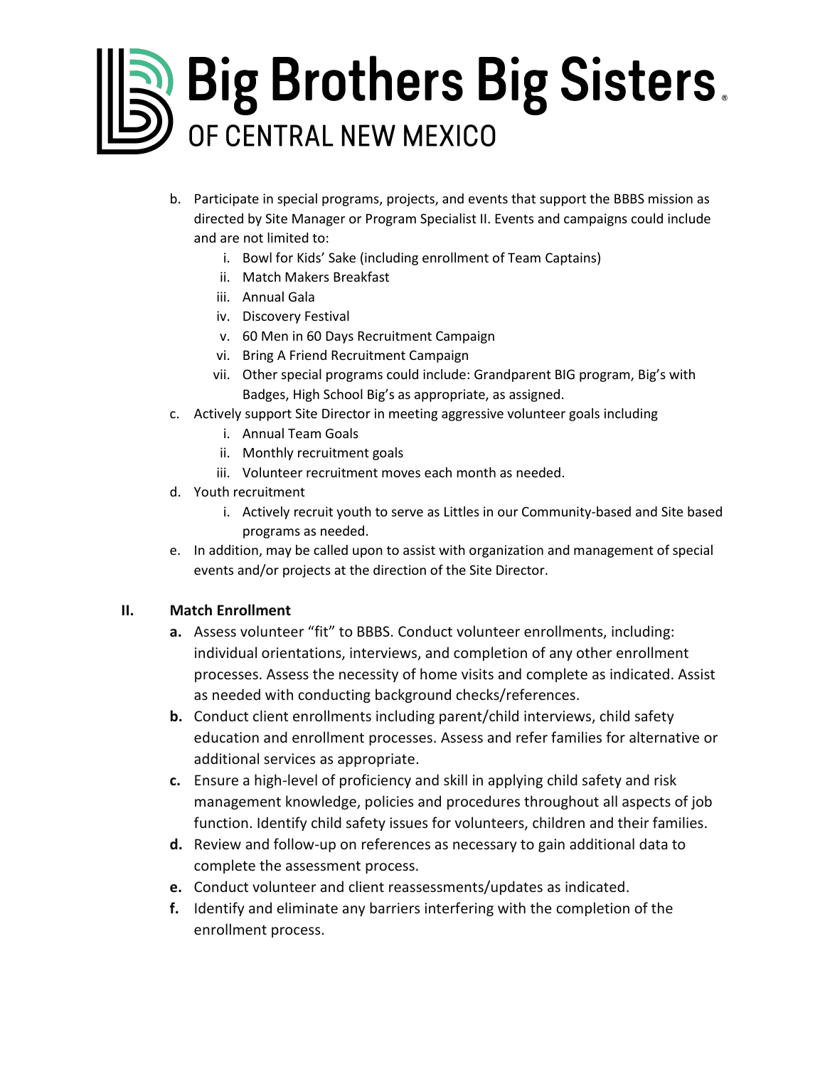b. Participate in special programs, projects, and events that support the BBBS mission as directed by Site Manager or Program Specialist II. Events and campaigns could include and are not limited to:
   i. Bowl for Kids' Sake (including enrollment of Team Captains)
   ii. Match Makers Breakfast
   iii. Annual Gala
   iv. Discovery Festival
   v. 60 Men in 60 Days Recruitment Campaign
   vi. Bring A Friend Recruitment Campaign
   vii. Other special programs could include: Grandparent BIG program, Big's with Badges, High School Big's as appropriate, as assigned.

c. Actively support Site Director in meeting aggressive volunteer goals including
   i. Annual Team Goals
   ii. Monthly recruitment goals
   iii. Volunteer recruitment moves each month as needed.

d. Youth recruitment
   i. Actively recruit youth to serve as Littles in our Community-based and Site based programs as needed.

e. In addition, may be called upon to assist with organization and management of special events and/or projects at the direction of the Site Director.

## II. Match Enrollment

**a.** Assess volunteer "fit" to BBBS. Conduct volunteer enrollments, including: individual orientations, interviews, and completion of any other enrollment processes. Assess the necessity of home visits and complete as indicated. Assist as needed with conducting background checks/references.

**b.** Conduct client enrollments including parent/child interviews, child safety education and enrollment processes. Assess and refer families for alternative or additional services as appropriate.

**c.** Ensure a high-level of proficiency and skill in applying child safety and risk management knowledge, policies and procedures throughout all aspects of job function. Identify child safety issues for volunteers, children and their families.

**d.** Review and follow-up on references as necessary to gain additional data to complete the assessment process.

**e.** Conduct volunteer and client reassessments/updates as indicated.

**f.** Identify and eliminate any barriers interfering with the completion of the enrollment process.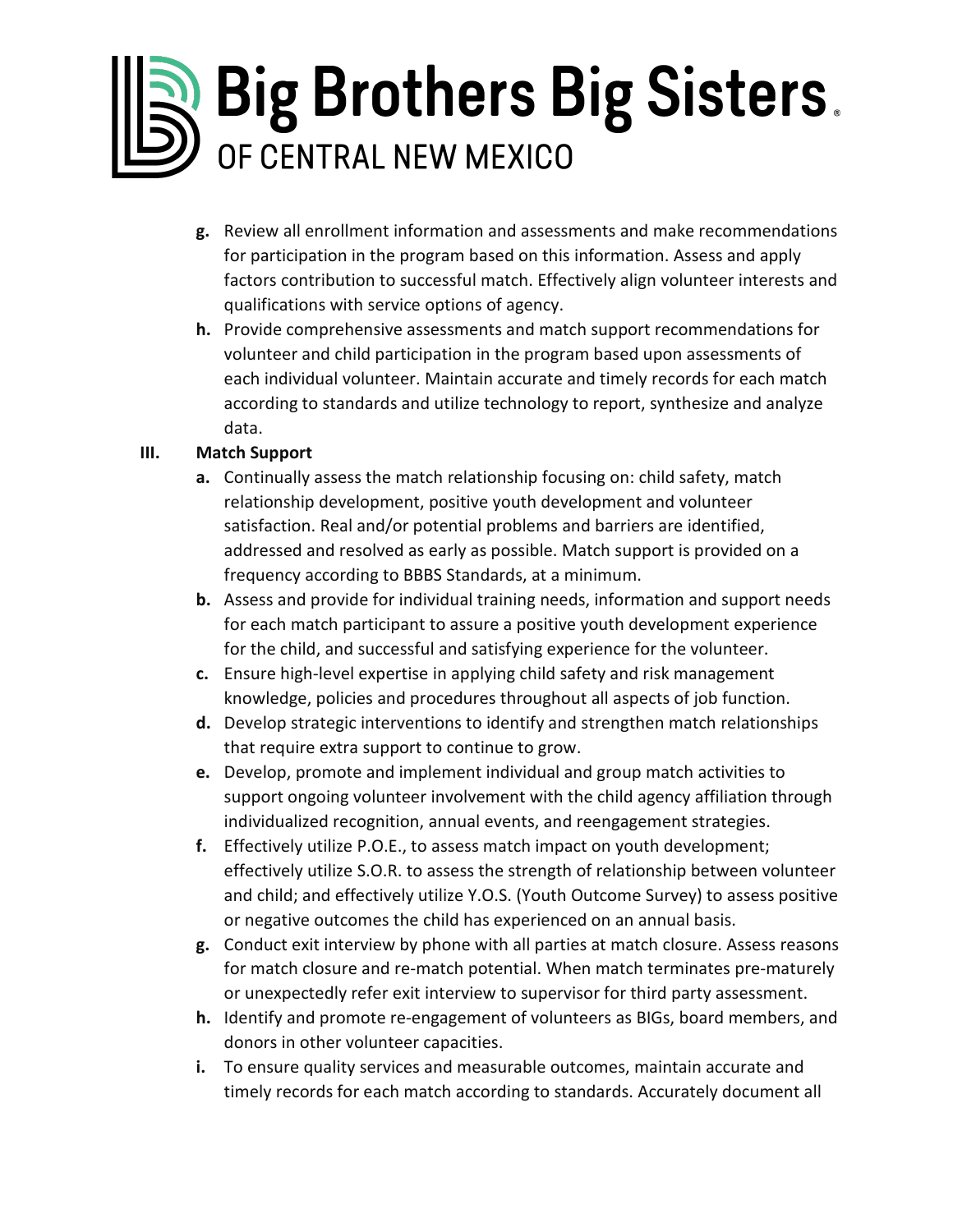g. Review all enrollment information and assessments and make recommendations for participation in the program based on this information. Assess and apply factors contribution to successful match. Effectively align volunteer interests and qualifications with service options of agency.

h. Provide comprehensive assessments and match support recommendations for volunteer and child participation in the program based upon assessments of each individual volunteer. Maintain accurate and timely records for each match according to standards and utilize technology to report, synthesize and analyze data.

**III. Match Support**

a. Continually assess the match relationship focusing on: child safety, match relationship development, positive youth development and volunteer satisfaction. Real and/or potential problems and barriers are identified, addressed and resolved as early as possible. Match support is provided on a frequency according to BBBS Standards, at a minimum.

b. Assess and provide for individual training needs, information and support needs for each match participant to assure a positive youth development experience for the child, and successful and satisfying experience for the volunteer.

c. Ensure high-level expertise in applying child safety and risk management knowledge, policies and procedures throughout all aspects of job function.

d. Develop strategic interventions to identify and strengthen match relationships that require extra support to continue to grow.

e. Develop, promote and implement individual and group match activities to support ongoing volunteer involvement with the child agency affiliation through individualized recognition, annual events, and reengagement strategies.

f. Effectively utilize P.O.E., to assess match impact on youth development; effectively utilize S.O.R. to assess the strength of relationship between volunteer and child; and effectively utilize Y.O.S. (Youth Outcome Survey) to assess positive or negative outcomes the child has experienced on an annual basis.

g. Conduct exit interview by phone with all parties at match closure. Assess reasons for match closure and re-match potential. When match terminates pre-maturely or unexpectedly refer exit interview to supervisor for third party assessment.

h. Identify and promote re-engagement of volunteers as BIGs, board members, and donors in other volunteer capacities.

i. To ensure quality services and measurable outcomes, maintain accurate and timely records for each match according to standards. Accurately document all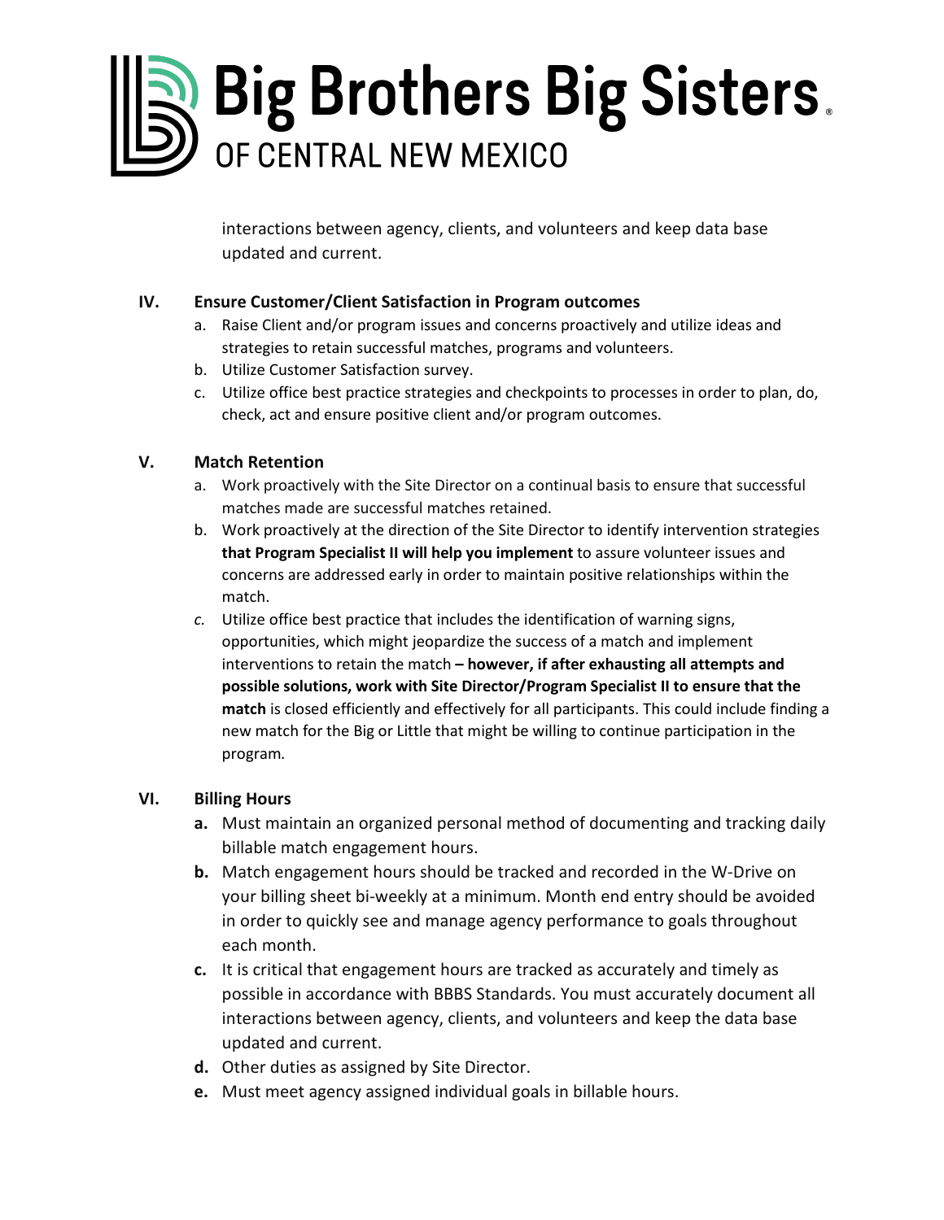interactions between agency, clients, and volunteers and keep data base updated and current.

## IV. Ensure Customer/Client Satisfaction in Program outcomes

a. Raise Client and/or program issues and concerns proactively and utilize ideas and strategies to retain successful matches, programs and volunteers.
b. Utilize Customer Satisfaction survey.
c. Utilize office best practice strategies and checkpoints to processes in order to plan, do, check, act and ensure positive client and/or program outcomes.

## V. Match Retention

a. Work proactively with the Site Director on a continual basis to ensure that successful matches made are successful matches retained.
b. Work proactively at the direction of the Site Director to identify intervention strategies **that Program Specialist II will help you implement** to assure volunteer issues and concerns are addressed early in order to maintain positive relationships within the match.
*c.* Utilize office best practice that includes the identification of warning signs, opportunities, which might jeopardize the success of a match and implement interventions to retain the match **– however, if after exhausting all attempts and possible solutions, work with Site Director/Program Specialist II to ensure that the match** is closed efficiently and effectively for all participants. This could include finding a new match for the Big or Little that might be willing to continue participation in the program*.*

## VI. Billing Hours

**a.** Must maintain an organized personal method of documenting and tracking daily billable match engagement hours.
**b.** Match engagement hours should be tracked and recorded in the W-Drive on your billing sheet bi-weekly at a minimum. Month end entry should be avoided in order to quickly see and manage agency performance to goals throughout each month.
**c.** It is critical that engagement hours are tracked as accurately and timely as possible in accordance with BBBS Standards. You must accurately document all interactions between agency, clients, and volunteers and keep the data base updated and current.
**d.** Other duties as assigned by Site Director.
**e.** Must meet agency assigned individual goals in billable hours.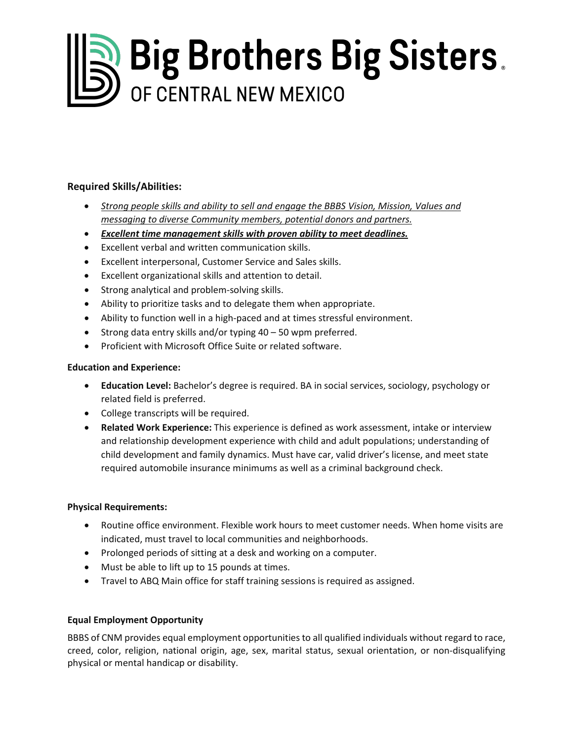# Big Brothers Big Sisters
## OF CENTRAL NEW MEXICO

**Required Skills/Abilities:**

- *Strong people skills and ability to sell and engage the BBBS Vision, Mission, Values and messaging to diverse Community members, potential donors and partners.*
- ***Excellent time management skills with proven ability to meet deadlines.***
- Excellent verbal and written communication skills.
- Excellent interpersonal, Customer Service and Sales skills.
- Excellent organizational skills and attention to detail.
- Strong analytical and problem-solving skills.
- Ability to prioritize tasks and to delegate them when appropriate.
- Ability to function well in a high-paced and at times stressful environment.
- Strong data entry skills and/or typing 40 – 50 wpm preferred.
- Proficient with Microsoft Office Suite or related software.

**Education and Experience:**

- **Education Level:** Bachelor's degree is required. BA in social services, sociology, psychology or related field is preferred.
- College transcripts will be required.
- **Related Work Experience:** This experience is defined as work assessment, intake or interview and relationship development experience with child and adult populations; understanding of child development and family dynamics. Must have car, valid driver's license, and meet state required automobile insurance minimums as well as a criminal background check.

**Physical Requirements:**

- Routine office environment. Flexible work hours to meet customer needs. When home visits are indicated, must travel to local communities and neighborhoods.
- Prolonged periods of sitting at a desk and working on a computer.
- Must be able to lift up to 15 pounds at times.
- Travel to ABQ Main office for staff training sessions is required as assigned.

**Equal Employment Opportunity**

BBBS of CNM provides equal employment opportunities to all qualified individuals without regard to race, creed, color, religion, national origin, age, sex, marital status, sexual orientation, or non-disqualifying physical or mental handicap or disability.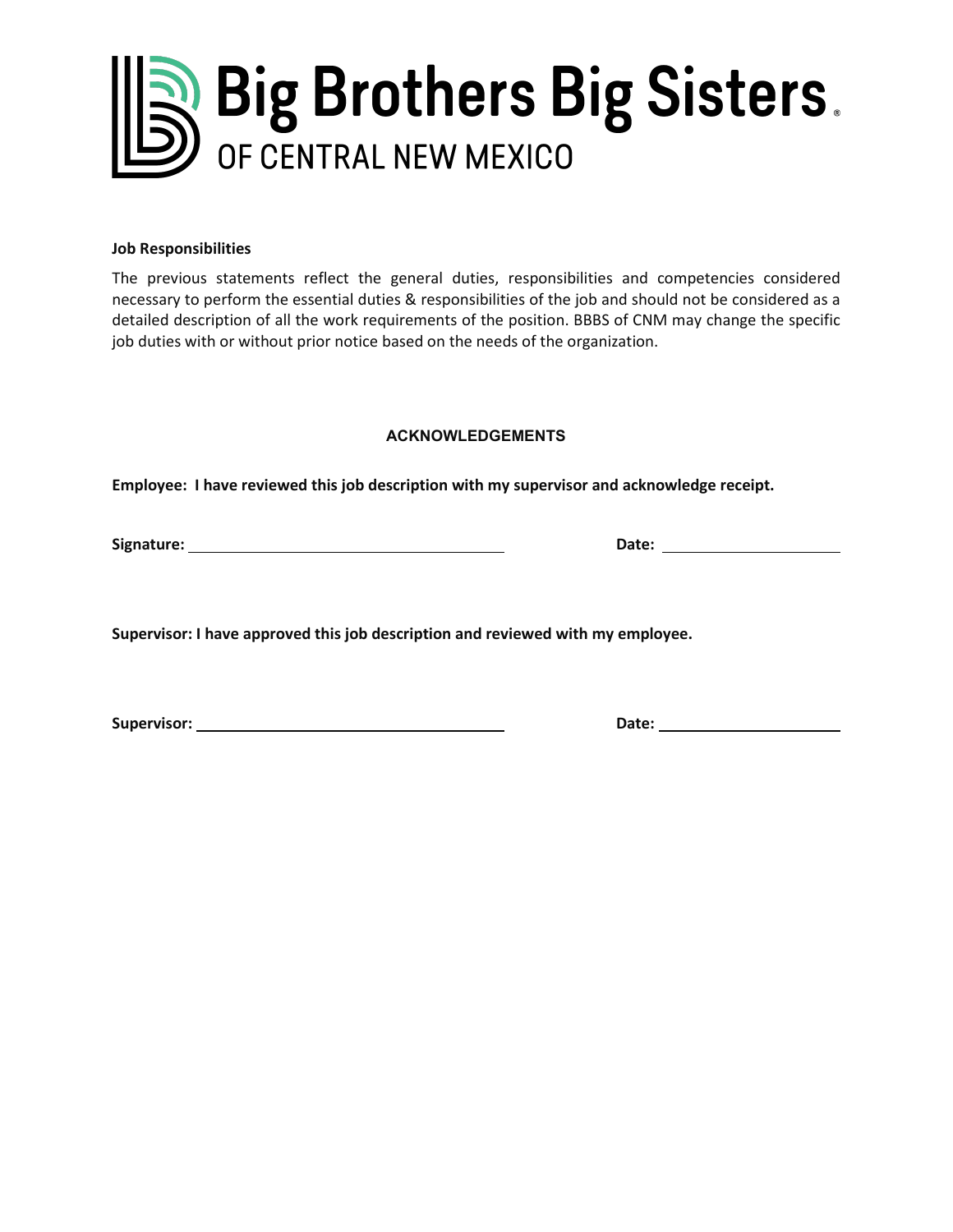Big Brothers Big Sisters
OF CENTRAL NEW MEXICO

**Job Responsibilities**

The previous statements reflect the general duties, responsibilities and competencies considered necessary to perform the essential duties & responsibilities of the job and should not be considered as a detailed description of all the work requirements of the position. BBBS of CNM may change the specific job duties with or without prior notice based on the needs of the organization.

## ACKNOWLEDGEMENTS

**Employee: I have reviewed this job description with my supervisor and acknowledge receipt.**

**Signature:** ______________________________ **Date:** ____________________

**Supervisor: I have approved this job description and reviewed with my employee.**

**Supervisor:** ______________________________ **Date:** ____________________